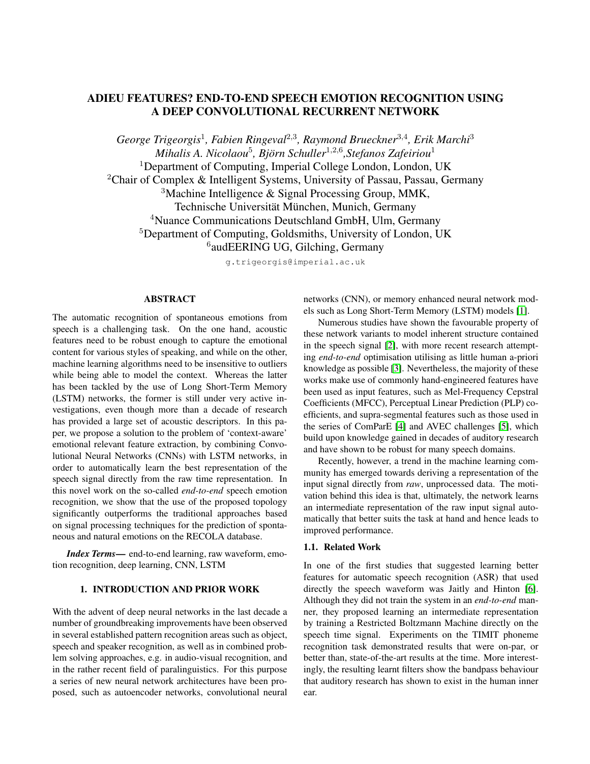# ADIEU FEATURES? END-TO-END SPEECH EMOTION RECOGNITION USING A DEEP CONVOLUTIONAL RECURRENT NETWORK

*George Trigeorgis*[1], *Fabien Ringeval*[2,3], *Raymond Brueckner*[3,4], *Erik Marchi*[3]
*Mihalis A. Nicolaou*[5], *Björn Schuller*[1,2,6], *Stefanos Zafeiriou*[1]

[1]Department of Computing, Imperial College London, London, UK
[2]Chair of Complex & Intelligent Systems, University of Passau, Passau, Germany
[3]Machine Intelligence & Signal Processing Group, MMK, Technische Universität München, Munich, Germany
[4]Nuance Communications Deutschland GmbH, Ulm, Germany
[5]Department of Computing, Goldsmiths, University of London, UK
[6]audEERING UG, Gilching, Germany

g.trigeorgis@imperial.ac.uk

## ABSTRACT

The automatic recognition of spontaneous emotions from speech is a challenging task. On the one hand, acoustic features need to be robust enough to capture the emotional content for various styles of speaking, and while on the other, machine learning algorithms need to be insensitive to outliers while being able to model the context. Whereas the latter has been tackled by the use of Long Short-Term Memory (LSTM) networks, the former is still under very active investigations, even though more than a decade of research has provided a large set of acoustic descriptors. In this paper, we propose a solution to the problem of 'context-aware' emotional relevant feature extraction, by combining Convolutional Neural Networks (CNNs) with LSTM networks, in order to automatically learn the best representation of the speech signal directly from the raw time representation. In this novel work on the so-called *end-to-end* speech emotion recognition, we show that the use of the proposed topology significantly outperforms the traditional approaches based on signal processing techniques for the prediction of spontaneous and natural emotions on the RECOLA database.

***Index Terms—*** end-to-end learning, raw waveform, emotion recognition, deep learning, CNN, LSTM

## 1. INTRODUCTION AND PRIOR WORK

With the advent of deep neural networks in the last decade a number of groundbreaking improvements have been observed in several established pattern recognition areas such as object, speech and speaker recognition, as well as in combined problem solving approaches, e.g. in audio-visual recognition, and in the rather recent field of paralinguistics. For this purpose a series of new neural network architectures have been proposed, such as autoencoder networks, convolutional neural networks (CNN), or memory enhanced neural network models such as Long Short-Term Memory (LSTM) models [1].

Numerous studies have shown the favourable property of these network variants to model inherent structure contained in the speech signal [2], with more recent research attempting *end-to-end* optimisation utilising as little human a-priori knowledge as possible [3]. Nevertheless, the majority of these works make use of commonly hand-engineered features have been used as input features, such as Mel-Frequency Cepstral Coefficients (MFCC), Perceptual Linear Prediction (PLP) coefficients, and supra-segmental features such as those used in the series of ComParE [4] and AVEC challenges [5], which build upon knowledge gained in decades of auditory research and have shown to be robust for many speech domains.

Recently, however, a trend in the machine learning community has emerged towards deriving a representation of the input signal directly from *raw*, unprocessed data. The motivation behind this idea is that, ultimately, the network learns an intermediate representation of the raw input signal automatically that better suits the task at hand and hence leads to improved performance.

### 1.1. Related Work

In one of the first studies that suggested learning better features for automatic speech recognition (ASR) that used directly the speech waveform was Jaitly and Hinton [6]. Although they did not train the system in an *end-to-end* manner, they proposed learning an intermediate representation by training a Restricted Boltzmann Machine directly on the speech time signal. Experiments on the TIMIT phoneme recognition task demonstrated results that were on-par, or better than, state-of-the-art results at the time. More interestingly, the resulting learnt filters show the bandpass behaviour that auditory research has shown to exist in the human inner ear.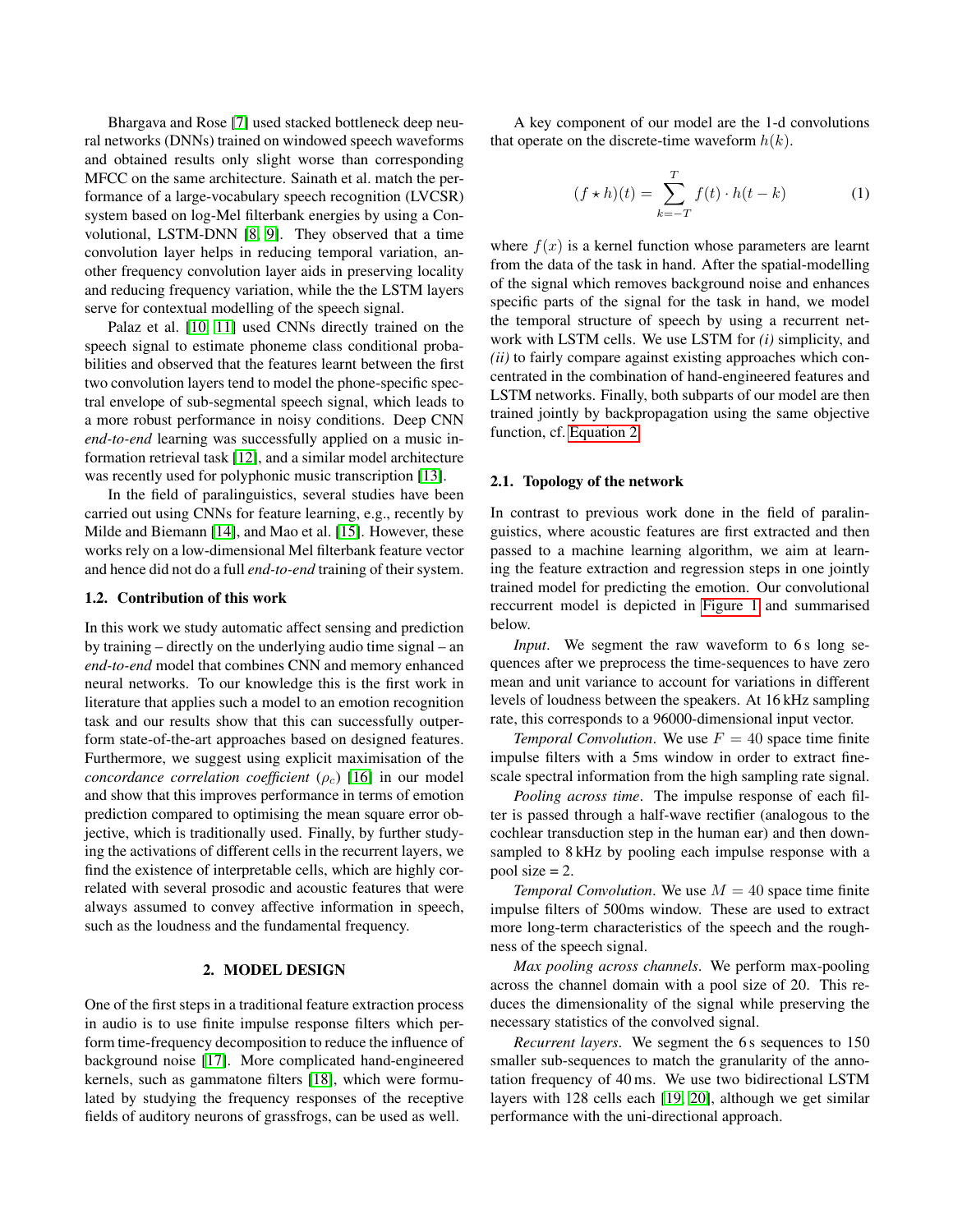Bhargava and Rose [7] used stacked bottleneck deep neural networks (DNNs) trained on windowed speech waveforms and obtained results only slight worse than corresponding MFCC on the same architecture. Sainath et al. match the performance of a large-vocabulary speech recognition (LVCSR) system based on log-Mel filterbank energies by using a Convolutional, LSTM-DNN [8, 9]. They observed that a time convolution layer helps in reducing temporal variation, another frequency convolution layer aids in preserving locality and reducing frequency variation, while the the LSTM layers serve for contextual modelling of the speech signal.

Palaz et al. [10, 11] used CNNs directly trained on the speech signal to estimate phoneme class conditional probabilities and observed that the features learnt between the first two convolution layers tend to model the phone-specific spectral envelope of sub-segmental speech signal, which leads to a more robust performance in noisy conditions. Deep CNN *end-to-end* learning was successfully applied on a music information retrieval task [12], and a similar model architecture was recently used for polyphonic music transcription [13].

In the field of paralinguistics, several studies have been carried out using CNNs for feature learning, e.g., recently by Milde and Biemann [14], and Mao et al. [15]. However, these works rely on a low-dimensional Mel filterbank feature vector and hence did not do a full *end-to-end* training of their system.

### 1.2. Contribution of this work

In this work we study automatic affect sensing and prediction by training – directly on the underlying audio time signal – an *end-to-end* model that combines CNN and memory enhanced neural networks. To our knowledge this is the first work in literature that applies such a model to an emotion recognition task and our results show that this can successfully outperform state-of-the-art approaches based on designed features. Furthermore, we suggest using explicit maximisation of the *concordance correlation coefficient* ($\rho_c$) [16] in our model and show that this improves performance in terms of emotion prediction compared to optimising the mean square error objective, which is traditionally used. Finally, by further studying the activations of different cells in the recurrent layers, we find the existence of interpretable cells, which are highly correlated with several prosodic and acoustic features that were always assumed to convey affective information in speech, such as the loudness and the fundamental frequency.

## 2. MODEL DESIGN

One of the first steps in a traditional feature extraction process in audio is to use finite impulse response filters which perform time-frequency decomposition to reduce the influence of background noise [17]. More complicated hand-engineered kernels, such as gammatone filters [18], which were formulated by studying the frequency responses of the receptive fields of auditory neurons of grassfrogs, can be used as well.

A key component of our model are the 1-d convolutions that operate on the discrete-time waveform $h(k)$.

$$(f \star h)(t) = \sum_{k=-T}^{T} f(t) \cdot h(t-k) \tag{1}$$

where $f(x)$ is a kernel function whose parameters are learnt from the data of the task in hand. After the spatial-modelling of the signal which removes background noise and enhances specific parts of the signal for the task in hand, we model the temporal structure of speech by using a recurrent network with LSTM cells. We use LSTM for *(i)* simplicity, and *(ii)* to fairly compare against existing approaches which concentrated in the combination of hand-engineered features and LSTM networks. Finally, both subparts of our model are then trained jointly by backpropagation using the same objective function, cf. Equation 2.

### 2.1. Topology of the network

In contrast to previous work done in the field of paralinguistics, where acoustic features are first extracted and then passed to a machine learning algorithm, we aim at learning the feature extraction and regression steps in one jointly trained model for predicting the emotion. Our convolutional reccurrent model is depicted in Figure 1 and summarised below.

*Input*. We segment the raw waveform to 6 s long sequences after we preprocess the time-sequences to have zero mean and unit variance to account for variations in different levels of loudness between the speakers. At 16 kHz sampling rate, this corresponds to a 96000-dimensional input vector.

*Temporal Convolution*. We use $F = 40$ space time finite impulse filters with a 5ms window in order to extract fine-scale spectral information from the high sampling rate signal.

*Pooling across time*. The impulse response of each filter is passed through a half-wave rectifier (analogous to the cochlear transduction step in the human ear) and then down-sampled to 8 kHz by pooling each impulse response with a pool size = 2.

*Temporal Convolution*. We use $M = 40$ space time finite impulse filters of 500ms window. These are used to extract more long-term characteristics of the speech and the roughness of the speech signal.

*Max pooling across channels*. We perform max-pooling across the channel domain with a pool size of 20. This reduces the dimensionality of the signal while preserving the necessary statistics of the convolved signal.

*Recurrent layers*. We segment the 6 s sequences to 150 smaller sub-sequences to match the granularity of the annotation frequency of 40 ms. We use two bidirectional LSTM layers with 128 cells each [19, 20], although we get similar performance with the uni-directional approach.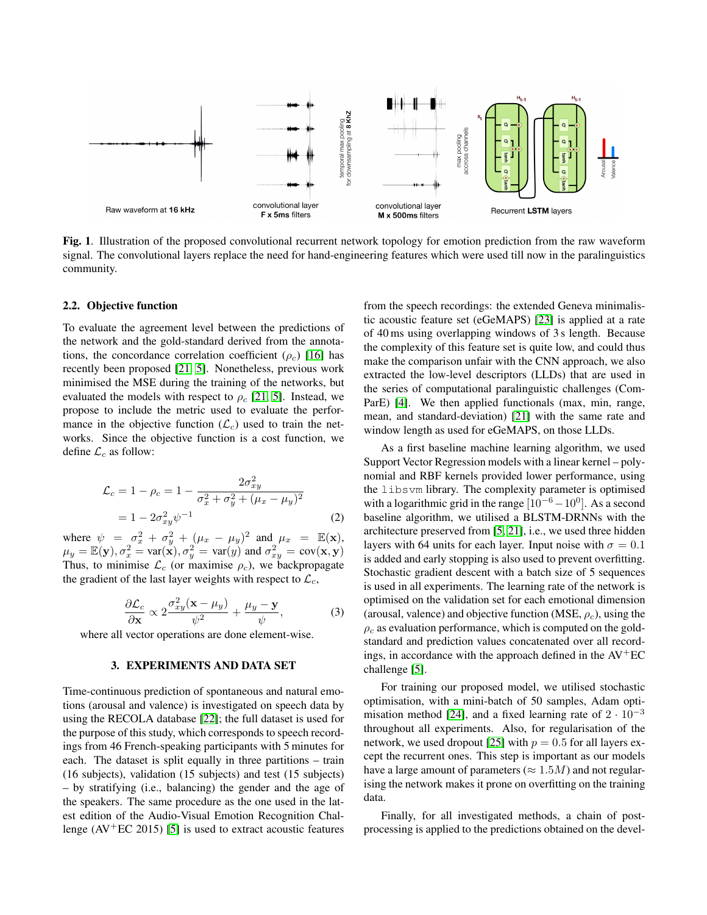Raw waveform at **16 kHz**

convolutional layer
**F x 5ms** filters

temporal max pooling
for downsampling at **8 KhZ**

convolutional layer
**M x 500ms** filters

max pooling
accross channels

Recurrent **LSTM** layers

Arousal
Valence

**Fig. 1**. Illustration of the proposed convolutional recurrent network topology for emotion prediction from the raw waveform signal. The convolutional layers replace the need for hand-engineering features which were used till now in the paralinguistics community.

### 2.2. Objective function

To evaluate the agreement level between the predictions of the network and the gold-standard derived from the annotations, the concordance correlation coefficient ($\rho_c$) [16] has recently been proposed [21, 5]. Nonetheless, previous work minimised the MSE during the training of the networks, but evaluated the models with respect to $\rho_c$ [21, 5]. Instead, we propose to include the metric used to evaluate the performance in the objective function ($\mathcal{L}_c$) used to train the networks. Since the objective function is a cost function, we define $\mathcal{L}_c$ as follow:

$$
\begin{aligned}
\mathcal{L}_c &= 1 - \rho_c = 1 - \frac{2\sigma_{xy}^2}{\sigma_x^2 + \sigma_y^2 + (\mu_x - \mu_y)^2} \\
&= 1 - 2\sigma_{xy}^2 \psi^{-1}
\end{aligned} \tag{2}
$$

where $\psi = \sigma_x^2 + \sigma_y^2 + (\mu_x - \mu_y)^2$ and $\mu_x = \mathbb{E}(\mathbf{x})$, $\mu_y = \mathbb{E}(\mathbf{y}), \sigma_x^2 = \text{var}(\mathbf{x}), \sigma_y^2 = \text{var}(y)$ and $\sigma_{xy}^2 = \text{cov}(\mathbf{x}, \mathbf{y})$ Thus, to minimise $\mathcal{L}_c$ (or maximise $\rho_c$), we backpropagate the gradient of the last layer weights with respect to $\mathcal{L}_c$,

$$
\frac{\partial \mathcal{L}_c}{\partial \mathbf{x}} \propto 2\frac{\sigma_{xy}^2(\mathbf{x} - \mu_y)}{\psi^2} + \frac{\mu_y - \mathbf{y}}{\psi}, \tag{3}
$$

where all vector operations are done element-wise.

## 3. EXPERIMENTS AND DATA SET

Time-continuous prediction of spontaneous and natural emotions (arousal and valence) is investigated on speech data by using the RECOLA database [22]; the full dataset is used for the purpose of this study, which corresponds to speech recordings from 46 French-speaking participants with 5 minutes for each. The dataset is split equally in three partitions – train (16 subjects), validation (15 subjects) and test (15 subjects) – by stratifying (i.e., balancing) the gender and the age of the speakers. The same procedure as the one used in the latest edition of the Audio-Visual Emotion Recognition Challenge (AV$^+$EC 2015) [5] is used to extract acoustic features from the speech recordings: the extended Geneva minimalistic acoustic feature set (eGeMAPS) [23] is applied at a rate of 40 ms using overlapping windows of 3 s length. Because the complexity of this feature set is quite low, and could thus make the comparison unfair with the CNN approach, we also extracted the low-level descriptors (LLDs) that are used in the series of computational paralinguistic challenges (ComParE) [4]. We then applied functionals (max, min, range, mean, and standard-deviation) [21] with the same rate and window length as used for eGeMAPS, on those LLDs.

As a first baseline machine learning algorithm, we used Support Vector Regression models with a linear kernel – polynomial and RBF kernels provided lower performance, using the `libsvm` library. The complexity parameter is optimised with a logarithmic grid in the range $[10^{-6} - 10^{0}]$. As a second baseline algorithm, we utilised a BLSTM-DRNNs with the architecture preserved from [5, 21], i.e., we used three hidden layers with 64 units for each layer. Input noise with $\sigma = 0.1$ is added and early stopping is also used to prevent overfitting. Stochastic gradient descent with a batch size of 5 sequences is used in all experiments. The learning rate of the network is optimised on the validation set for each emotional dimension (arousal, valence) and objective function (MSE, $\rho_c$), using the $\rho_c$ as evaluation performance, which is computed on the gold-standard and prediction values concatenated over all recordings, in accordance with the approach defined in the AV$^+$EC challenge [5].

For training our proposed model, we utilised stochastic optimisation, with a mini-batch of 50 samples, Adam optimisation method [24], and a fixed learning rate of $2 \cdot 10^{-3}$ throughout all experiments. Also, for regularisation of the network, we used dropout [25] with $p = 0.5$ for all layers except the recurrent ones. This step is important as our models have a large amount of parameters ($\approx 1.5M$) and not regularising the network makes it prone on overfitting on the training data.

Finally, for all investigated methods, a chain of post-processing is applied to the predictions obtained on the devel-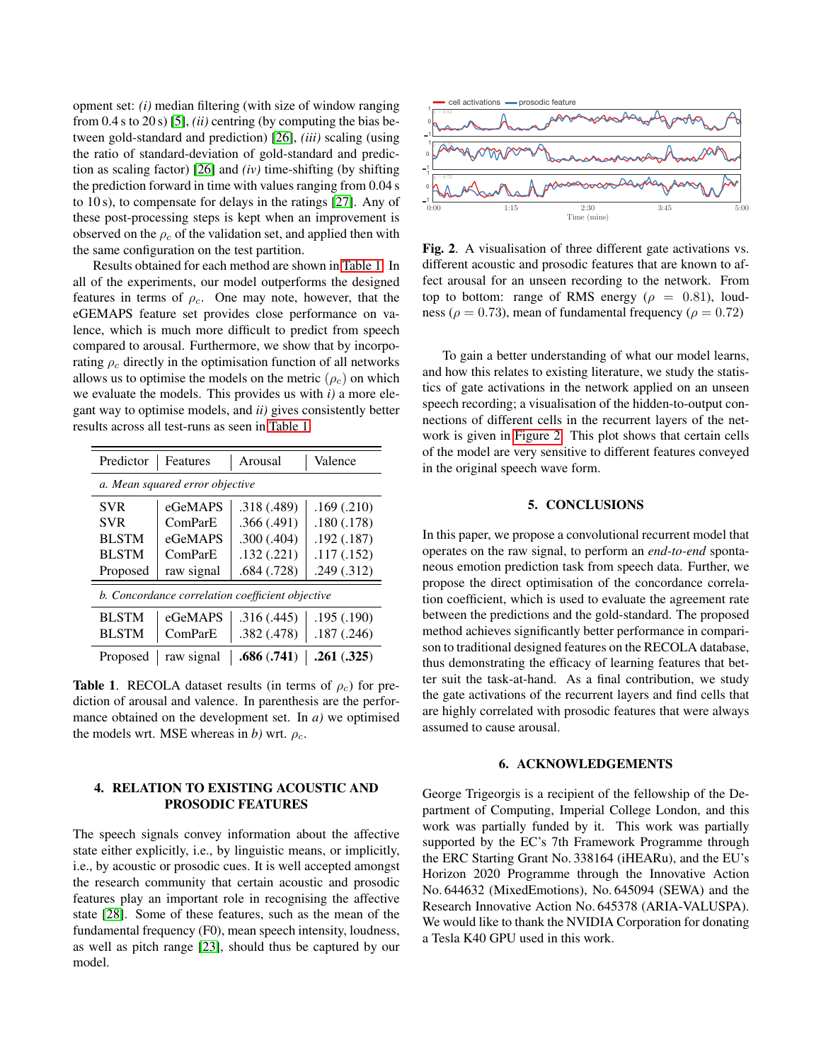opment set: *(i)* median filtering (with size of window ranging from 0.4 s to 20 s) [5], *(ii)* centring (by computing the bias between gold-standard and prediction) [26], *(iii)* scaling (using the ratio of standard-deviation of gold-standard and prediction as scaling factor) [26] and *(iv)* time-shifting (by shifting the prediction forward in time with values ranging from 0.04 s to 10 s), to compensate for delays in the ratings [27]. Any of these post-processing steps is kept when an improvement is observed on the $\rho_c$ of the validation set, and applied then with the same configuration on the test partition.

Results obtained for each method are shown in Table 1. In all of the experiments, our model outperforms the designed features in terms of $\rho_c$. One may note, however, that the eGEMAPS feature set provides close performance on valence, which is much more difficult to predict from speech compared to arousal. Furthermore, we show that by incorporating $\rho_c$ directly in the optimisation function of all networks allows us to optimise the models on the metric ($\rho_c$) on which we evaluate the models. This provides us with *i)* a more elegant way to optimise models, and *ii)* gives consistently better results across all test-runs as seen in Table 1.

| Predictor | Features | Arousal | Valence |
|---|---|---|---|
| *a. Mean squared error objective* | | | |
| SVR | eGeMAPS | .318 (.489) | .169 (.210) |
| SVR | ComParE | .366 (.491) | .180 (.178) |
| BLSTM | eGeMAPS | .300 (.404) | .192 (.187) |
| BLSTM | ComParE | .132 (.221) | .117 (.152) |
| Proposed | raw signal | .684 (.728) | .249 (.312) |
| *b. Concordance correlation coefficient objective* | | | |
| BLSTM | eGeMAPS | .316 (.445) | .195 (.190) |
| BLSTM | ComParE | .382 (.478) | .187 (.246) |
| Proposed | raw signal | **.686** (**.741**) | **.261** (**.325**) |

**Table 1.** RECOLA dataset results (in terms of $\rho_c$) for prediction of arousal and valence. In parenthesis are the performance obtained on the development set. In *a)* we optimised the models wrt. MSE whereas in *b)* wrt. $\rho_c$.

## 4. RELATION TO EXISTING ACOUSTIC AND PROSODIC FEATURES

The speech signals convey information about the affective state either explicitly, i.e., by linguistic means, or implicitly, i.e., by acoustic or prosodic cues. It is well accepted amongst the research community that certain acoustic and prosodic features play an important role in recognising the affective state [28]. Some of these features, such as the mean of the fundamental frequency (F0), mean speech intensity, loudness, as well as pitch range [23], should thus be captured by our model.

**Fig. 2**. A visualisation of three different gate activations vs. different acoustic and prosodic features that are known to affect arousal for an unseen recording to the network. From top to bottom: range of RMS energy ($\rho = 0.81$), loudness ($\rho = 0.73$), mean of fundamental frequency ($\rho = 0.72$)

To gain a better understanding of what our model learns, and how this relates to existing literature, we study the statistics of gate activations in the network applied on an unseen speech recording; a visualisation of the hidden-to-output connections of different cells in the recurrent layers of the network is given in Figure 2. This plot shows that certain cells of the model are very sensitive to different features conveyed in the original speech wave form.

## 5. CONCLUSIONS

In this paper, we propose a convolutional recurrent model that operates on the raw signal, to perform an *end-to-end* spontaneous emotion prediction task from speech data. Further, we propose the direct optimisation of the concordance correlation coefficient, which is used to evaluate the agreement rate between the predictions and the gold-standard. The proposed method achieves significantly better performance in comparison to traditional designed features on the RECOLA database, thus demonstrating the efficacy of learning features that better suit the task-at-hand. As a final contribution, we study the gate activations of the recurrent layers and find cells that are highly correlated with prosodic features that were always assumed to cause arousal.

## 6. ACKNOWLEDGEMENTS

George Trigeorgis is a recipient of the fellowship of the Department of Computing, Imperial College London, and this work was partially funded by it. This work was partially supported by the EC's 7th Framework Programme through the ERC Starting Grant No. 338164 (iHEARu), and the EU's Horizon 2020 Programme through the Innovative Action No. 644632 (MixedEmotions), No. 645094 (SEWA) and the Research Innovative Action No. 645378 (ARIA-VALUSPA). We would like to thank the NVIDIA Corporation for donating a Tesla K40 GPU used in this work.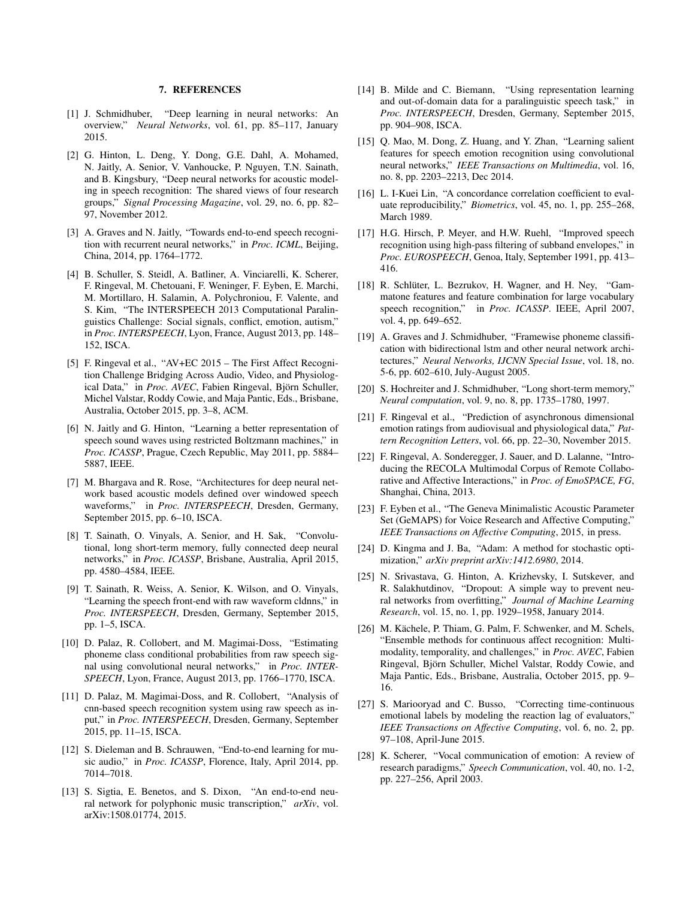## 7. REFERENCES

[1] J. Schmidhuber, "Deep learning in neural networks: An overview," *Neural Networks*, vol. 61, pp. 85–117, January 2015.

[2] G. Hinton, L. Deng, Y. Dong, G.E. Dahl, A. Mohamed, N. Jaitly, A. Senior, V. Vanhoucke, P. Nguyen, T.N. Sainath, and B. Kingsbury, "Deep neural networks for acoustic modeling in speech recognition: The shared views of four research groups," *Signal Processing Magazine*, vol. 29, no. 6, pp. 82–97, November 2012.

[3] A. Graves and N. Jaitly, "Towards end-to-end speech recognition with recurrent neural networks," in *Proc. ICML*, Beijing, China, 2014, pp. 1764–1772.

[4] B. Schuller, S. Steidl, A. Batliner, A. Vinciarelli, K. Scherer, F. Ringeval, M. Chetouani, F. Weninger, F. Eyben, E. Marchi, M. Mortillaro, H. Salamin, A. Polychroniou, F. Valente, and S. Kim, "The INTERSPEECH 2013 Computational Paralinguistics Challenge: Social signals, conflict, emotion, autism," in *Proc. INTERSPEECH*, Lyon, France, August 2013, pp. 148–152, ISCA.

[5] F. Ringeval et al., "AV+EC 2015 – The First Affect Recognition Challenge Bridging Across Audio, Video, and Physiological Data," in *Proc. AVEC*, Fabien Ringeval, Björn Schuller, Michel Valstar, Roddy Cowie, and Maja Pantic, Eds., Brisbane, Australia, October 2015, pp. 3–8, ACM.

[6] N. Jaitly and G. Hinton, "Learning a better representation of speech sound waves using restricted Boltzmann machines," in *Proc. ICASSP*, Prague, Czech Republic, May 2011, pp. 5884–5887, IEEE.

[7] M. Bhargava and R. Rose, "Architectures for deep neural network based acoustic models defined over windowed speech waveforms," in *Proc. INTERSPEECH*, Dresden, Germany, September 2015, pp. 6–10, ISCA.

[8] T. Sainath, O. Vinyals, A. Senior, and H. Sak, "Convolutional, long short-term memory, fully connected deep neural networks," in *Proc. ICASSP*, Brisbane, Australia, April 2015, pp. 4580–4584, IEEE.

[9] T. Sainath, R. Weiss, A. Senior, K. Wilson, and O. Vinyals, "Learning the speech front-end with raw waveform cldnns," in *Proc. INTERSPEECH*, Dresden, Germany, September 2015, pp. 1–5, ISCA.

[10] D. Palaz, R. Collobert, and M. Magimai-Doss, "Estimating phoneme class conditional probabilities from raw speech signal using convolutional neural networks," in *Proc. INTERSPEECH*, Lyon, France, August 2013, pp. 1766–1770, ISCA.

[11] D. Palaz, M. Magimai-Doss, and R. Collobert, "Analysis of cnn-based speech recognition system using raw speech as input," in *Proc. INTERSPEECH*, Dresden, Germany, September 2015, pp. 11–15, ISCA.

[12] S. Dieleman and B. Schrauwen, "End-to-end learning for music audio," in *Proc. ICASSP*, Florence, Italy, April 2014, pp. 7014–7018.

[13] S. Sigtia, E. Benetos, and S. Dixon, "An end-to-end neural network for polyphonic music transcription," *arXiv*, vol. arXiv:1508.01774, 2015.

[14] B. Milde and C. Biemann, "Using representation learning and out-of-domain data for a paralinguistic speech task," in *Proc. INTERSPEECH*, Dresden, Germany, September 2015, pp. 904–908, ISCA.

[15] Q. Mao, M. Dong, Z. Huang, and Y. Zhan, "Learning salient features for speech emotion recognition using convolutional neural networks," *IEEE Transactions on Multimedia*, vol. 16, no. 8, pp. 2203–2213, Dec 2014.

[16] L. I-Kuei Lin, "A concordance correlation coefficient to evaluate reproducibility," *Biometrics*, vol. 45, no. 1, pp. 255–268, March 1989.

[17] H.G. Hirsch, P. Meyer, and H.W. Ruehl, "Improved speech recognition using high-pass filtering of subband envelopes," in *Proc. EUROSPEECH*, Genoa, Italy, September 1991, pp. 413–416.

[18] R. Schlüter, L. Bezrukov, H. Wagner, and H. Ney, "Gammatone features and feature combination for large vocabulary speech recognition," in *Proc. ICASSP*. IEEE, April 2007, vol. 4, pp. 649–652.

[19] A. Graves and J. Schmidhuber, "Framewise phoneme classification with bidirectional lstm and other neural network architectures," *Neural Networks, IJCNN Special Issue*, vol. 18, no. 5-6, pp. 602–610, July-August 2005.

[20] S. Hochreiter and J. Schmidhuber, "Long short-term memory," *Neural computation*, vol. 9, no. 8, pp. 1735–1780, 1997.

[21] F. Ringeval et al., "Prediction of asynchronous dimensional emotion ratings from audiovisual and physiological data," *Pattern Recognition Letters*, vol. 66, pp. 22–30, November 2015.

[22] F. Ringeval, A. Sonderegger, J. Sauer, and D. Lalanne, "Introducing the RECOLA Multimodal Corpus of Remote Collaborative and Affective Interactions," in *Proc. of EmoSPACE, FG*, Shanghai, China, 2013.

[23] F. Eyben et al., "The Geneva Minimalistic Acoustic Parameter Set (GeMAPS) for Voice Research and Affective Computing," *IEEE Transactions on Affective Computing*, 2015, in press.

[24] D. Kingma and J. Ba, "Adam: A method for stochastic optimization," *arXiv preprint arXiv:1412.6980*, 2014.

[25] N. Srivastava, G. Hinton, A. Krizhevsky, I. Sutskever, and R. Salakhutdinov, "Dropout: A simple way to prevent neural networks from overfitting," *Journal of Machine Learning Research*, vol. 15, no. 1, pp. 1929–1958, January 2014.

[26] M. Kächele, P. Thiam, G. Palm, F. Schwenker, and M. Schels, "Ensemble methods for continuous affect recognition: Multimodality, temporality, and challenges," in *Proc. AVEC*, Fabien Ringeval, Björn Schuller, Michel Valstar, Roddy Cowie, and Maja Pantic, Eds., Brisbane, Australia, October 2015, pp. 9–16.

[27] S. Mariooryad and C. Busso, "Correcting time-continuous emotional labels by modeling the reaction lag of evaluators," *IEEE Transactions on Affective Computing*, vol. 6, no. 2, pp. 97–108, April-June 2015.

[28] K. Scherer, "Vocal communication of emotion: A review of research paradigms," *Speech Communication*, vol. 40, no. 1-2, pp. 227–256, April 2003.